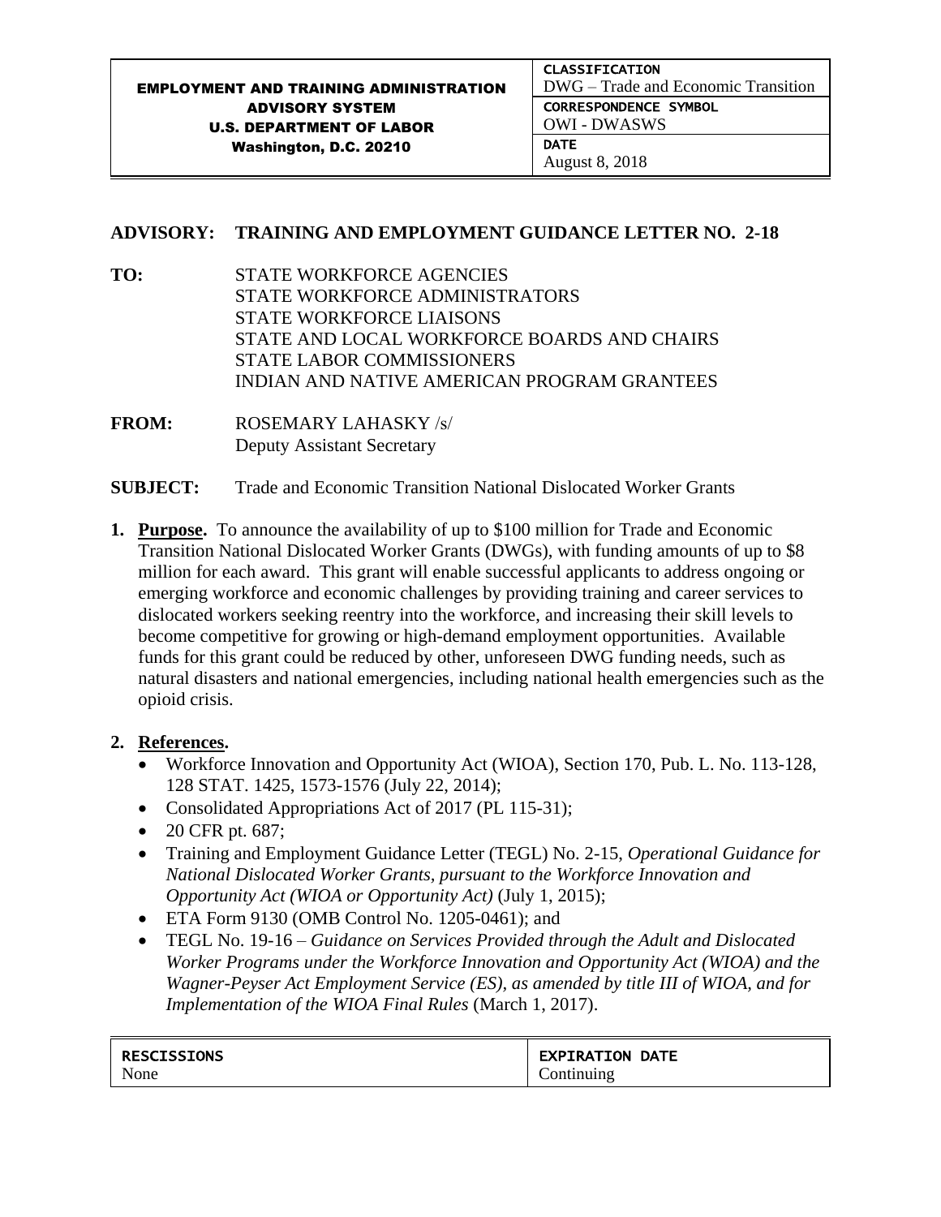| EMPLOYMENT AND TRAINING ADMINISTRATION ADVISORY SYSTEM U.S. DEPARTMENT OF LABOR Washington, D.C. 20210 | CLASSIFICATION DWG – Trade and Economic Transition |
|---|---|
| | CORRESPONDENCE SYMBOL OWI - DWASWS |
| | DATE August 8, 2018 |

**ADVISORY: TRAINING AND EMPLOYMENT GUIDANCE LETTER NO. 2-18**

**TO:** STATE WORKFORCE AGENCIES
STATE WORKFORCE ADMINISTRATORS
STATE WORKFORCE LIAISONS
STATE AND LOCAL WORKFORCE BOARDS AND CHAIRS
STATE LABOR COMMISSIONERS
INDIAN AND NATIVE AMERICAN PROGRAM GRANTEES

**FROM:** ROSEMARY LAHASKY /s/
Deputy Assistant Secretary

**SUBJECT:** Trade and Economic Transition National Dislocated Worker Grants

1. **Purpose.** To announce the availability of up to $100 million for Trade and Economic Transition National Dislocated Worker Grants (DWGs), with funding amounts of up to $8 million for each award. This grant will enable successful applicants to address ongoing or emerging workforce and economic challenges by providing training and career services to dislocated workers seeking reentry into the workforce, and increasing their skill levels to become competitive for growing or high-demand employment opportunities. Available funds for this grant could be reduced by other, unforeseen DWG funding needs, such as natural disasters and national emergencies, including national health emergencies such as the opioid crisis.

2. **References.**
   - Workforce Innovation and Opportunity Act (WIOA), Section 170, Pub. L. No. 113-128, 128 STAT. 1425, 1573-1576 (July 22, 2014);
   - Consolidated Appropriations Act of 2017 (PL 115-31);
   - 20 CFR pt. 687;
   - Training and Employment Guidance Letter (TEGL) No. 2-15, *Operational Guidance for National Dislocated Worker Grants, pursuant to the Workforce Innovation and Opportunity Act (WIOA or Opportunity Act)* (July 1, 2015);
   - ETA Form 9130 (OMB Control No. 1205-0461); and
   - TEGL No. 19-16 – *Guidance on Services Provided through the Adult and Dislocated Worker Programs under the Workforce Innovation and Opportunity Act (WIOA) and the Wagner-Peyser Act Employment Service (ES), as amended by title III of WIOA, and for Implementation of the WIOA Final Rules* (March 1, 2017).

| RESCISSIONS | EXPIRATION DATE |
|---|---|
| None | Continuing |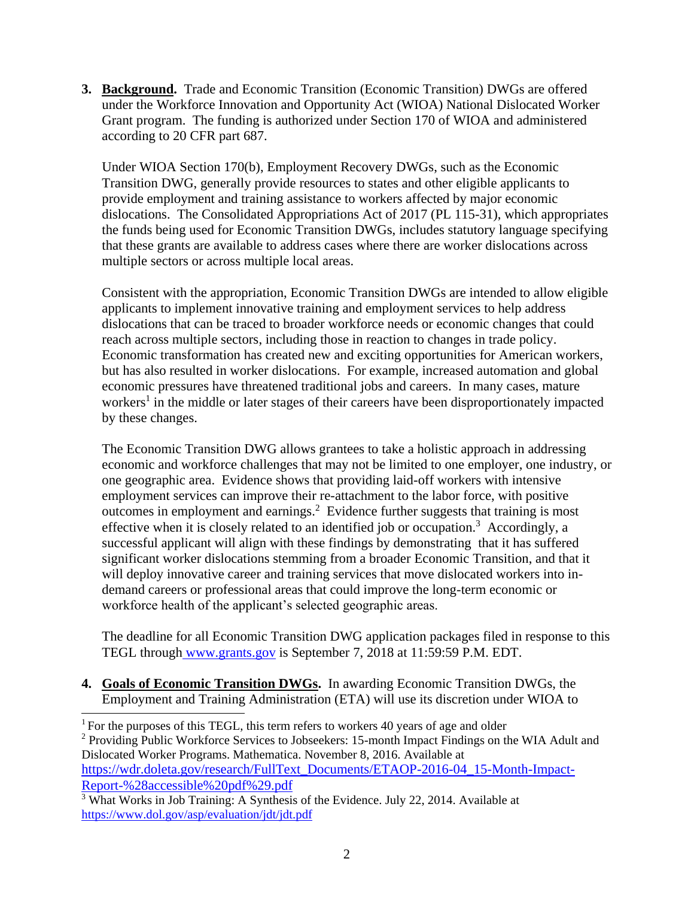3. **Background.** Trade and Economic Transition (Economic Transition) DWGs are offered under the Workforce Innovation and Opportunity Act (WIOA) National Dislocated Worker Grant program. The funding is authorized under Section 170 of WIOA and administered according to 20 CFR part 687.

   Under WIOA Section 170(b), Employment Recovery DWGs, such as the Economic Transition DWG, generally provide resources to states and other eligible applicants to provide employment and training assistance to workers affected by major economic dislocations. The Consolidated Appropriations Act of 2017 (PL 115-31), which appropriates the funds being used for Economic Transition DWGs, includes statutory language specifying that these grants are available to address cases where there are worker dislocations across multiple sectors or across multiple local areas.

   Consistent with the appropriation, Economic Transition DWGs are intended to allow eligible applicants to implement innovative training and employment services to help address dislocations that can be traced to broader workforce needs or economic changes that could reach across multiple sectors, including those in reaction to changes in trade policy. Economic transformation has created new and exciting opportunities for American workers, but has also resulted in worker dislocations. For example, increased automation and global economic pressures have threatened traditional jobs and careers. In many cases, mature workers[1] in the middle or later stages of their careers have been disproportionately impacted by these changes.

   The Economic Transition DWG allows grantees to take a holistic approach in addressing economic and workforce challenges that may not be limited to one employer, one industry, or one geographic area. Evidence shows that providing laid-off workers with intensive employment services can improve their re-attachment to the labor force, with positive outcomes in employment and earnings.[2] Evidence further suggests that training is most effective when it is closely related to an identified job or occupation.[3] Accordingly, a successful applicant will align with these findings by demonstrating that it has suffered significant worker dislocations stemming from a broader Economic Transition, and that it will deploy innovative career and training services that move dislocated workers into in-demand careers or professional areas that could improve the long-term economic or workforce health of the applicant's selected geographic areas.

   The deadline for all Economic Transition DWG application packages filed in response to this TEGL through www.grants.gov is September 7, 2018 at 11:59:59 P.M. EDT.

4. **Goals of Economic Transition DWGs.** In awarding Economic Transition DWGs, the Employment and Training Administration (ETA) will use its discretion under WIOA to

---

[1] For the purposes of this TEGL, this term refers to workers 40 years of age and older

[2] Providing Public Workforce Services to Jobseekers: 15-month Impact Findings on the WIA Adult and Dislocated Worker Programs. Mathematica. November 8, 2016. Available at https://wdr.doleta.gov/research/FullText_Documents/ETAOP-2016-04_15-Month-Impact-Report-%28accessible%20pdf%29.pdf

[3] What Works in Job Training: A Synthesis of the Evidence. July 22, 2014. Available at https://www.dol.gov/asp/evaluation/jdt/jdt.pdf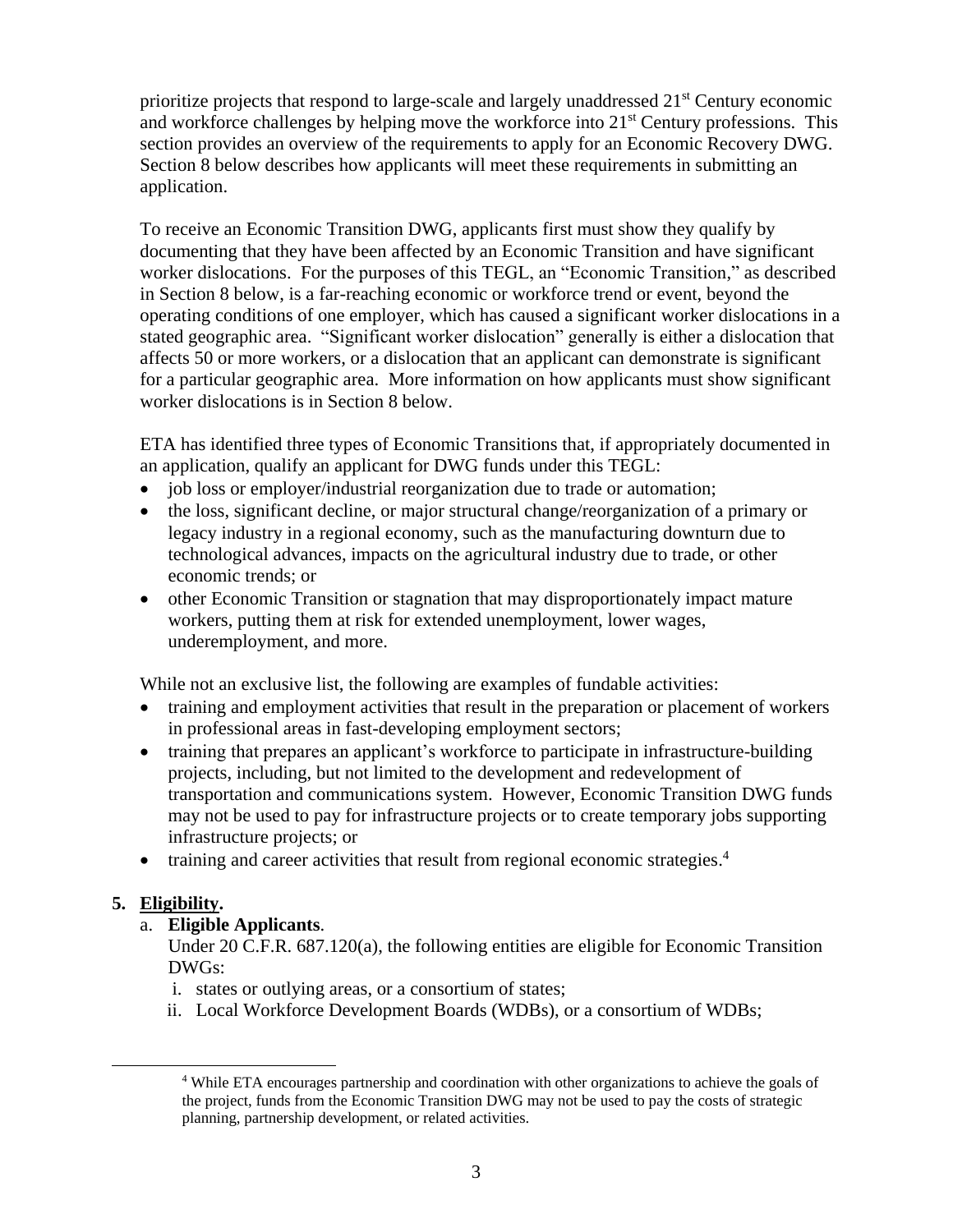prioritize projects that respond to large-scale and largely unaddressed 21st Century economic and workforce challenges by helping move the workforce into 21st Century professions. This section provides an overview of the requirements to apply for an Economic Recovery DWG. Section 8 below describes how applicants will meet these requirements in submitting an application.

To receive an Economic Transition DWG, applicants first must show they qualify by documenting that they have been affected by an Economic Transition and have significant worker dislocations. For the purposes of this TEGL, an "Economic Transition," as described in Section 8 below, is a far-reaching economic or workforce trend or event, beyond the operating conditions of one employer, which has caused a significant worker dislocations in a stated geographic area. "Significant worker dislocation" generally is either a dislocation that affects 50 or more workers, or a dislocation that an applicant can demonstrate is significant for a particular geographic area. More information on how applicants must show significant worker dislocations is in Section 8 below.

ETA has identified three types of Economic Transitions that, if appropriately documented in an application, qualify an applicant for DWG funds under this TEGL:

- job loss or employer/industrial reorganization due to trade or automation;
- the loss, significant decline, or major structural change/reorganization of a primary or legacy industry in a regional economy, such as the manufacturing downturn due to technological advances, impacts on the agricultural industry due to trade, or other economic trends; or
- other Economic Transition or stagnation that may disproportionately impact mature workers, putting them at risk for extended unemployment, lower wages, underemployment, and more.

While not an exclusive list, the following are examples of fundable activities:

- training and employment activities that result in the preparation or placement of workers in professional areas in fast-developing employment sectors;
- training that prepares an applicant's workforce to participate in infrastructure-building projects, including, but not limited to the development and redevelopment of transportation and communications system. However, Economic Transition DWG funds may not be used to pay for infrastructure projects or to create temporary jobs supporting infrastructure projects; or
- training and career activities that result from regional economic strategies.[4]

**5. <u>Eligibility</u>.**

a. **Eligible Applicants**.
Under 20 C.F.R. 687.120(a), the following entities are eligible for Economic Transition DWGs:

i. states or outlying areas, or a consortium of states;
ii. Local Workforce Development Boards (WDBs), or a consortium of WDBs;

[4] While ETA encourages partnership and coordination with other organizations to achieve the goals of the project, funds from the Economic Transition DWG may not be used to pay the costs of strategic planning, partnership development, or related activities.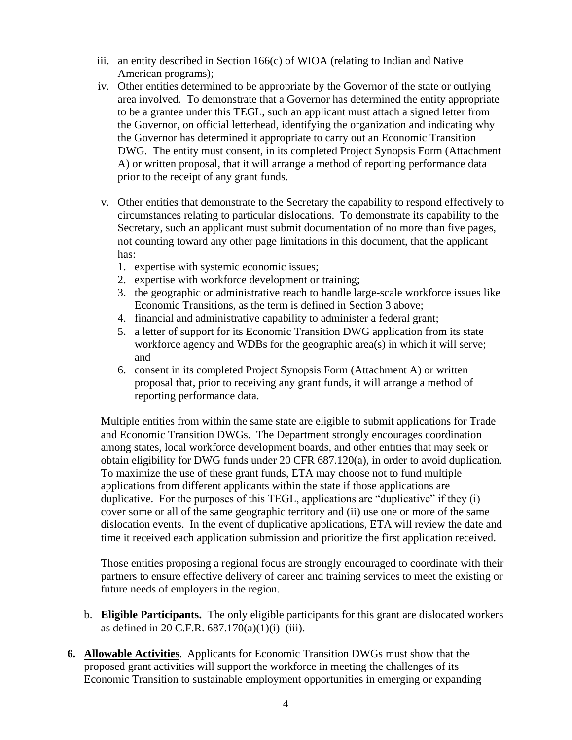iii. an entity described in Section 166(c) of WIOA (relating to Indian and Native American programs);

iv. Other entities determined to be appropriate by the Governor of the state or outlying area involved. To demonstrate that a Governor has determined the entity appropriate to be a grantee under this TEGL, such an applicant must attach a signed letter from the Governor, on official letterhead, identifying the organization and indicating why the Governor has determined it appropriate to carry out an Economic Transition DWG. The entity must consent, in its completed Project Synopsis Form (Attachment A) or written proposal, that it will arrange a method of reporting performance data prior to the receipt of any grant funds.

v. Other entities that demonstrate to the Secretary the capability to respond effectively to circumstances relating to particular dislocations. To demonstrate its capability to the Secretary, such an applicant must submit documentation of no more than five pages, not counting toward any other page limitations in this document, that the applicant has:
   1. expertise with systemic economic issues;
   2. expertise with workforce development or training;
   3. the geographic or administrative reach to handle large-scale workforce issues like Economic Transitions, as the term is defined in Section 3 above;
   4. financial and administrative capability to administer a federal grant;
   5. a letter of support for its Economic Transition DWG application from its state workforce agency and WDBs for the geographic area(s) in which it will serve; and
   6. consent in its completed Project Synopsis Form (Attachment A) or written proposal that, prior to receiving any grant funds, it will arrange a method of reporting performance data.

Multiple entities from within the same state are eligible to submit applications for Trade and Economic Transition DWGs. The Department strongly encourages coordination among states, local workforce development boards, and other entities that may seek or obtain eligibility for DWG funds under 20 CFR 687.120(a), in order to avoid duplication. To maximize the use of these grant funds, ETA may choose not to fund multiple applications from different applicants within the state if those applications are duplicative. For the purposes of this TEGL, applications are "duplicative" if they (i) cover some or all of the same geographic territory and (ii) use one or more of the same dislocation events. In the event of duplicative applications, ETA will review the date and time it received each application submission and prioritize the first application received.

Those entities proposing a regional focus are strongly encouraged to coordinate with their partners to ensure effective delivery of career and training services to meet the existing or future needs of employers in the region.

b. **Eligible Participants.** The only eligible participants for this grant are dislocated workers as defined in 20 C.F.R. 687.170(a)(1)(i)–(iii).

**6. <u>Allowable Activities</u>**. Applicants for Economic Transition DWGs must show that the proposed grant activities will support the workforce in meeting the challenges of its Economic Transition to sustainable employment opportunities in emerging or expanding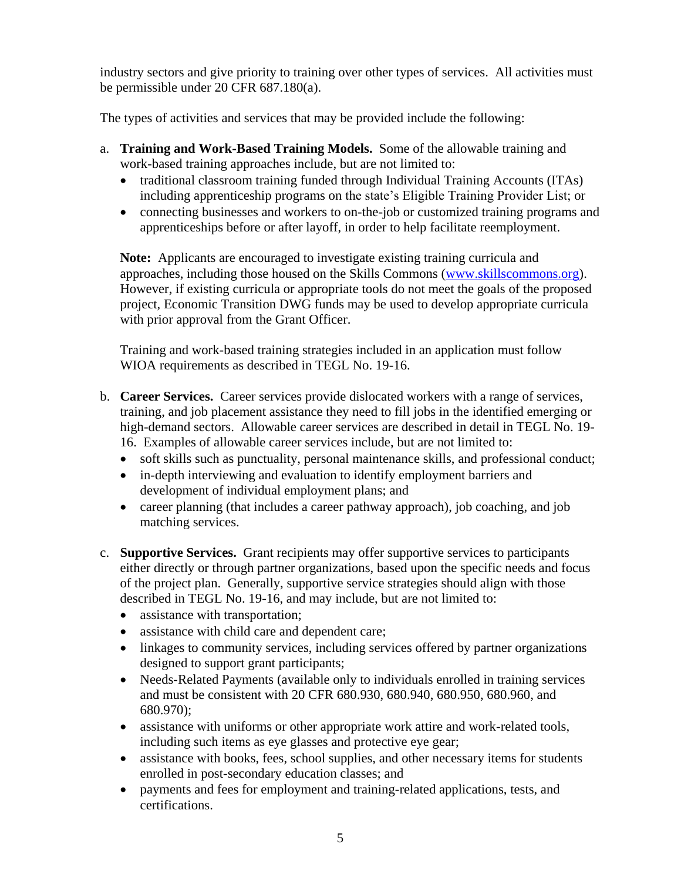industry sectors and give priority to training over other types of services. All activities must be permissible under 20 CFR 687.180(a).

The types of activities and services that may be provided include the following:

a. **Training and Work-Based Training Models.** Some of the allowable training and work-based training approaches include, but are not limited to:
   - traditional classroom training funded through Individual Training Accounts (ITAs) including apprenticeship programs on the state's Eligible Training Provider List; or
   - connecting businesses and workers to on-the-job or customized training programs and apprenticeships before or after layoff, in order to help facilitate reemployment.

   **Note:** Applicants are encouraged to investigate existing training curricula and approaches, including those housed on the Skills Commons (www.skillscommons.org). However, if existing curricula or appropriate tools do not meet the goals of the proposed project, Economic Transition DWG funds may be used to develop appropriate curricula with prior approval from the Grant Officer.

   Training and work-based training strategies included in an application must follow WIOA requirements as described in TEGL No. 19-16.

b. **Career Services.** Career services provide dislocated workers with a range of services, training, and job placement assistance they need to fill jobs in the identified emerging or high-demand sectors. Allowable career services are described in detail in TEGL No. 19-16. Examples of allowable career services include, but are not limited to:
   - soft skills such as punctuality, personal maintenance skills, and professional conduct;
   - in-depth interviewing and evaluation to identify employment barriers and development of individual employment plans; and
   - career planning (that includes a career pathway approach), job coaching, and job matching services.

c. **Supportive Services.** Grant recipients may offer supportive services to participants either directly or through partner organizations, based upon the specific needs and focus of the project plan. Generally, supportive service strategies should align with those described in TEGL No. 19-16, and may include, but are not limited to:
   - assistance with transportation;
   - assistance with child care and dependent care;
   - linkages to community services, including services offered by partner organizations designed to support grant participants;
   - Needs-Related Payments (available only to individuals enrolled in training services and must be consistent with 20 CFR 680.930, 680.940, 680.950, 680.960, and 680.970);
   - assistance with uniforms or other appropriate work attire and work-related tools, including such items as eye glasses and protective eye gear;
   - assistance with books, fees, school supplies, and other necessary items for students enrolled in post-secondary education classes; and
   - payments and fees for employment and training-related applications, tests, and certifications.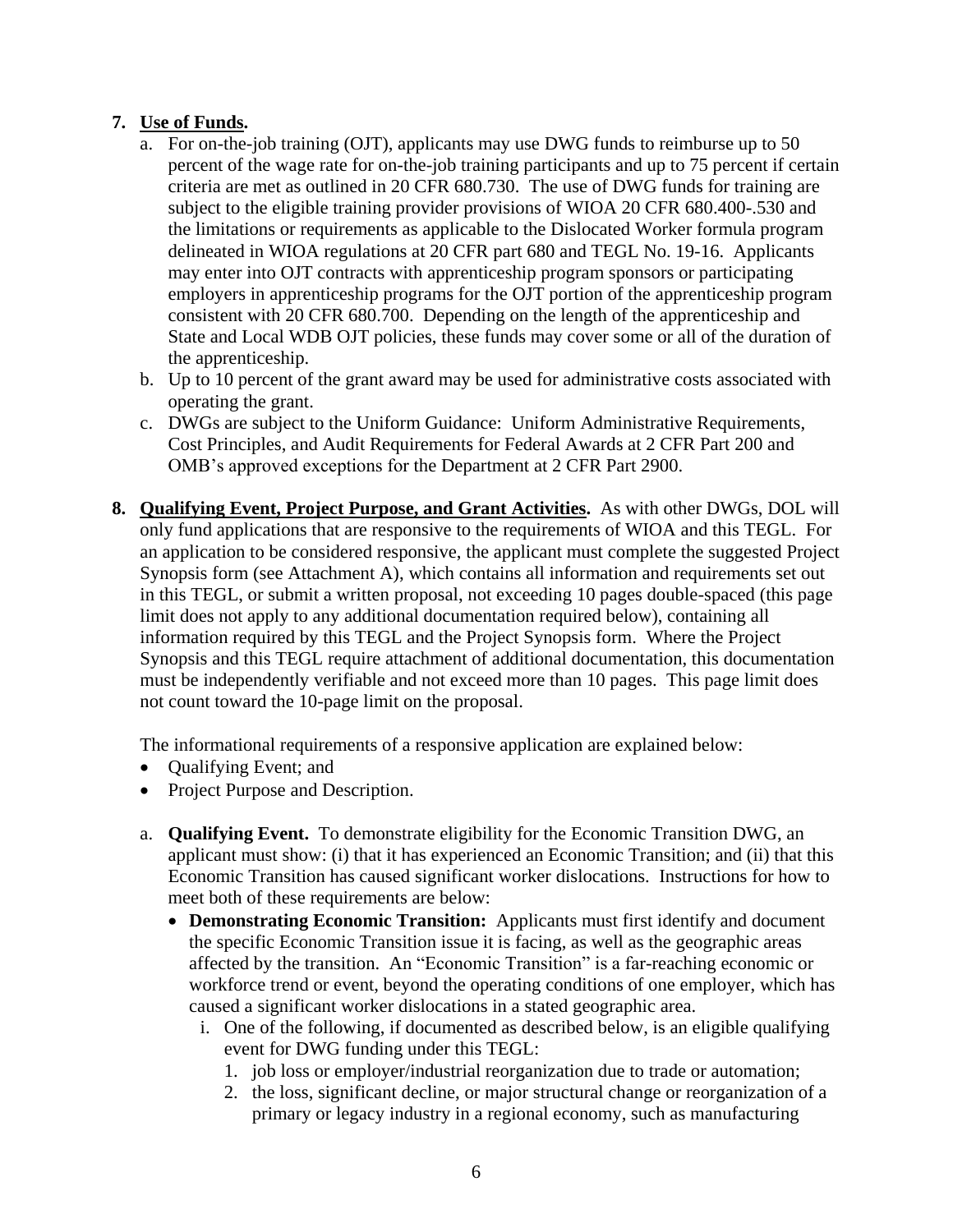7. **Use of Funds.**
   a. For on-the-job training (OJT), applicants may use DWG funds to reimburse up to 50 percent of the wage rate for on-the-job training participants and up to 75 percent if certain criteria are met as outlined in 20 CFR 680.730. The use of DWG funds for training are subject to the eligible training provider provisions of WIOA 20 CFR 680.400-.530 and the limitations or requirements as applicable to the Dislocated Worker formula program delineated in WIOA regulations at 20 CFR part 680 and TEGL No. 19-16. Applicants may enter into OJT contracts with apprenticeship program sponsors or participating employers in apprenticeship programs for the OJT portion of the apprenticeship program consistent with 20 CFR 680.700. Depending on the length of the apprenticeship and State and Local WDB OJT policies, these funds may cover some or all of the duration of the apprenticeship.
   b. Up to 10 percent of the grant award may be used for administrative costs associated with operating the grant.
   c. DWGs are subject to the Uniform Guidance: Uniform Administrative Requirements, Cost Principles, and Audit Requirements for Federal Awards at 2 CFR Part 200 and OMB's approved exceptions for the Department at 2 CFR Part 2900.

8. **Qualifying Event, Project Purpose, and Grant Activities.** As with other DWGs, DOL will only fund applications that are responsive to the requirements of WIOA and this TEGL. For an application to be considered responsive, the applicant must complete the suggested Project Synopsis form (see Attachment A), which contains all information and requirements set out in this TEGL, or submit a written proposal, not exceeding 10 pages double-spaced (this page limit does not apply to any additional documentation required below), containing all information required by this TEGL and the Project Synopsis form. Where the Project Synopsis and this TEGL require attachment of additional documentation, this documentation must be independently verifiable and not exceed more than 10 pages. This page limit does not count toward the 10-page limit on the proposal.

   The informational requirements of a responsive application are explained below:
   - Qualifying Event; and
   - Project Purpose and Description.

   a. **Qualifying Event.** To demonstrate eligibility for the Economic Transition DWG, an applicant must show: (i) that it has experienced an Economic Transition; and (ii) that this Economic Transition has caused significant worker dislocations. Instructions for how to meet both of these requirements are below:
      - **Demonstrating Economic Transition:** Applicants must first identify and document the specific Economic Transition issue it is facing, as well as the geographic areas affected by the transition. An "Economic Transition" is a far-reaching economic or workforce trend or event, beyond the operating conditions of one employer, which has caused a significant worker dislocations in a stated geographic area.
         i. One of the following, if documented as described below, is an eligible qualifying event for DWG funding under this TEGL:
            1. job loss or employer/industrial reorganization due to trade or automation;
            2. the loss, significant decline, or major structural change or reorganization of a primary or legacy industry in a regional economy, such as manufacturing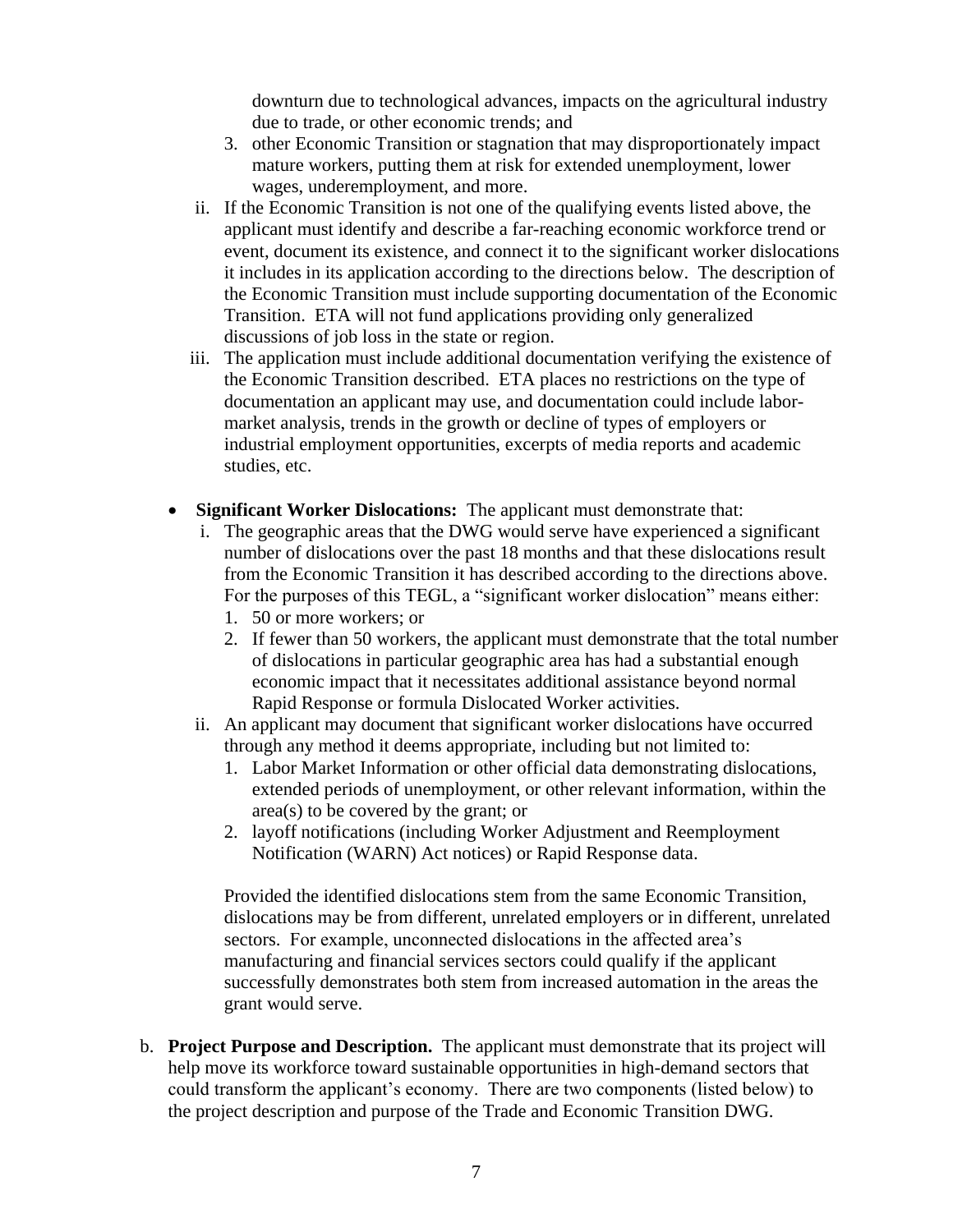downturn due to technological advances, impacts on the agricultural industry due to trade, or other economic trends; and

3. other Economic Transition or stagnation that may disproportionately impact mature workers, putting them at risk for extended unemployment, lower wages, underemployment, and more.

ii. If the Economic Transition is not one of the qualifying events listed above, the applicant must identify and describe a far-reaching economic workforce trend or event, document its existence, and connect it to the significant worker dislocations it includes in its application according to the directions below. The description of the Economic Transition must include supporting documentation of the Economic Transition. ETA will not fund applications providing only generalized discussions of job loss in the state or region.

iii. The application must include additional documentation verifying the existence of the Economic Transition described. ETA places no restrictions on the type of documentation an applicant may use, and documentation could include labor-market analysis, trends in the growth or decline of types of employers or industrial employment opportunities, excerpts of media reports and academic studies, etc.

- **Significant Worker Dislocations:** The applicant must demonstrate that:
  - i. The geographic areas that the DWG would serve have experienced a significant number of dislocations over the past 18 months and that these dislocations result from the Economic Transition it has described according to the directions above. For the purposes of this TEGL, a "significant worker dislocation" means either:
    1. 50 or more workers; or
    2. If fewer than 50 workers, the applicant must demonstrate that the total number of dislocations in particular geographic area has had a substantial enough economic impact that it necessitates additional assistance beyond normal Rapid Response or formula Dislocated Worker activities.
  - ii. An applicant may document that significant worker dislocations have occurred through any method it deems appropriate, including but not limited to:
    1. Labor Market Information or other official data demonstrating dislocations, extended periods of unemployment, or other relevant information, within the area(s) to be covered by the grant; or
    2. layoff notifications (including Worker Adjustment and Reemployment Notification (WARN) Act notices) or Rapid Response data.

    Provided the identified dislocations stem from the same Economic Transition, dislocations may be from different, unrelated employers or in different, unrelated sectors. For example, unconnected dislocations in the affected area's manufacturing and financial services sectors could qualify if the applicant successfully demonstrates both stem from increased automation in the areas the grant would serve.

b. **Project Purpose and Description.** The applicant must demonstrate that its project will help move its workforce toward sustainable opportunities in high-demand sectors that could transform the applicant's economy. There are two components (listed below) to the project description and purpose of the Trade and Economic Transition DWG.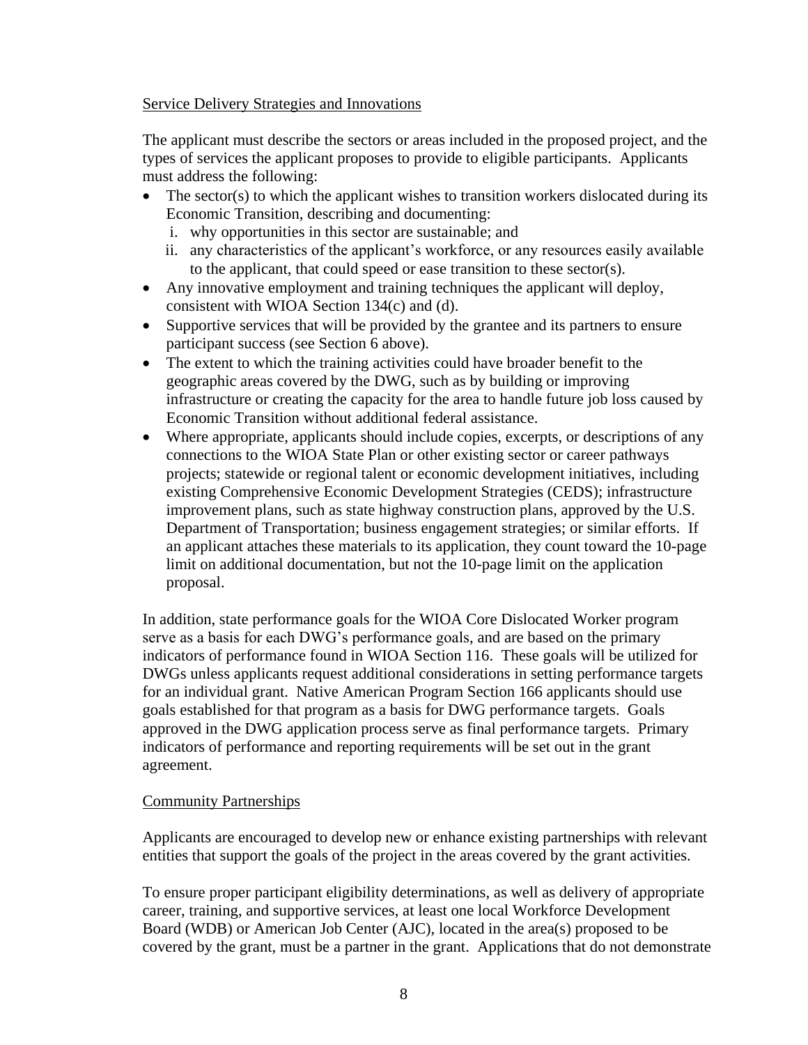Service Delivery Strategies and Innovations

The applicant must describe the sectors or areas included in the proposed project, and the types of services the applicant proposes to provide to eligible participants. Applicants must address the following:

- The sector(s) to which the applicant wishes to transition workers dislocated during its Economic Transition, describing and documenting:
  1. why opportunities in this sector are sustainable; and
  2. any characteristics of the applicant's workforce, or any resources easily available to the applicant, that could speed or ease transition to these sector(s).
- Any innovative employment and training techniques the applicant will deploy, consistent with WIOA Section 134(c) and (d).
- Supportive services that will be provided by the grantee and its partners to ensure participant success (see Section 6 above).
- The extent to which the training activities could have broader benefit to the geographic areas covered by the DWG, such as by building or improving infrastructure or creating the capacity for the area to handle future job loss caused by Economic Transition without additional federal assistance.
- Where appropriate, applicants should include copies, excerpts, or descriptions of any connections to the WIOA State Plan or other existing sector or career pathways projects; statewide or regional talent or economic development initiatives, including existing Comprehensive Economic Development Strategies (CEDS); infrastructure improvement plans, such as state highway construction plans, approved by the U.S. Department of Transportation; business engagement strategies; or similar efforts. If an applicant attaches these materials to its application, they count toward the 10-page limit on additional documentation, but not the 10-page limit on the application proposal.

In addition, state performance goals for the WIOA Core Dislocated Worker program serve as a basis for each DWG's performance goals, and are based on the primary indicators of performance found in WIOA Section 116. These goals will be utilized for DWGs unless applicants request additional considerations in setting performance targets for an individual grant. Native American Program Section 166 applicants should use goals established for that program as a basis for DWG performance targets. Goals approved in the DWG application process serve as final performance targets. Primary indicators of performance and reporting requirements will be set out in the grant agreement.

Community Partnerships

Applicants are encouraged to develop new or enhance existing partnerships with relevant entities that support the goals of the project in the areas covered by the grant activities.

To ensure proper participant eligibility determinations, as well as delivery of appropriate career, training, and supportive services, at least one local Workforce Development Board (WDB) or American Job Center (AJC), located in the area(s) proposed to be covered by the grant, must be a partner in the grant. Applications that do not demonstrate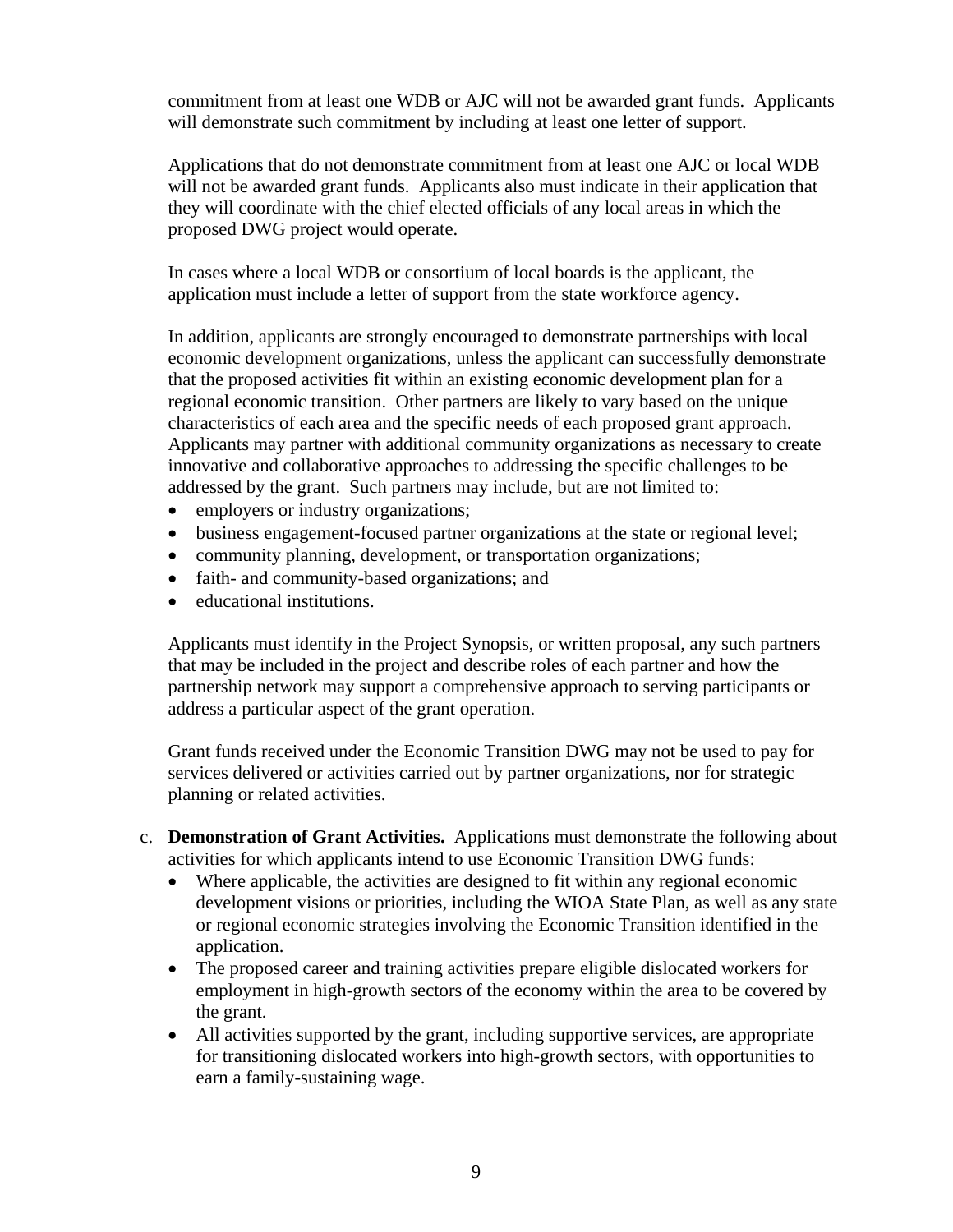commitment from at least one WDB or AJC will not be awarded grant funds. Applicants will demonstrate such commitment by including at least one letter of support.

Applications that do not demonstrate commitment from at least one AJC or local WDB will not be awarded grant funds. Applicants also must indicate in their application that they will coordinate with the chief elected officials of any local areas in which the proposed DWG project would operate.

In cases where a local WDB or consortium of local boards is the applicant, the application must include a letter of support from the state workforce agency.

In addition, applicants are strongly encouraged to demonstrate partnerships with local economic development organizations, unless the applicant can successfully demonstrate that the proposed activities fit within an existing economic development plan for a regional economic transition. Other partners are likely to vary based on the unique characteristics of each area and the specific needs of each proposed grant approach. Applicants may partner with additional community organizations as necessary to create innovative and collaborative approaches to addressing the specific challenges to be addressed by the grant. Such partners may include, but are not limited to:

- employers or industry organizations;
- business engagement-focused partner organizations at the state or regional level;
- community planning, development, or transportation organizations;
- faith- and community-based organizations; and
- educational institutions.

Applicants must identify in the Project Synopsis, or written proposal, any such partners that may be included in the project and describe roles of each partner and how the partnership network may support a comprehensive approach to serving participants or address a particular aspect of the grant operation.

Grant funds received under the Economic Transition DWG may not be used to pay for services delivered or activities carried out by partner organizations, nor for strategic planning or related activities.

c. **Demonstration of Grant Activities.** Applications must demonstrate the following about activities for which applicants intend to use Economic Transition DWG funds:
   - Where applicable, the activities are designed to fit within any regional economic development visions or priorities, including the WIOA State Plan, as well as any state or regional economic strategies involving the Economic Transition identified in the application.
   - The proposed career and training activities prepare eligible dislocated workers for employment in high-growth sectors of the economy within the area to be covered by the grant.
   - All activities supported by the grant, including supportive services, are appropriate for transitioning dislocated workers into high-growth sectors, with opportunities to earn a family-sustaining wage.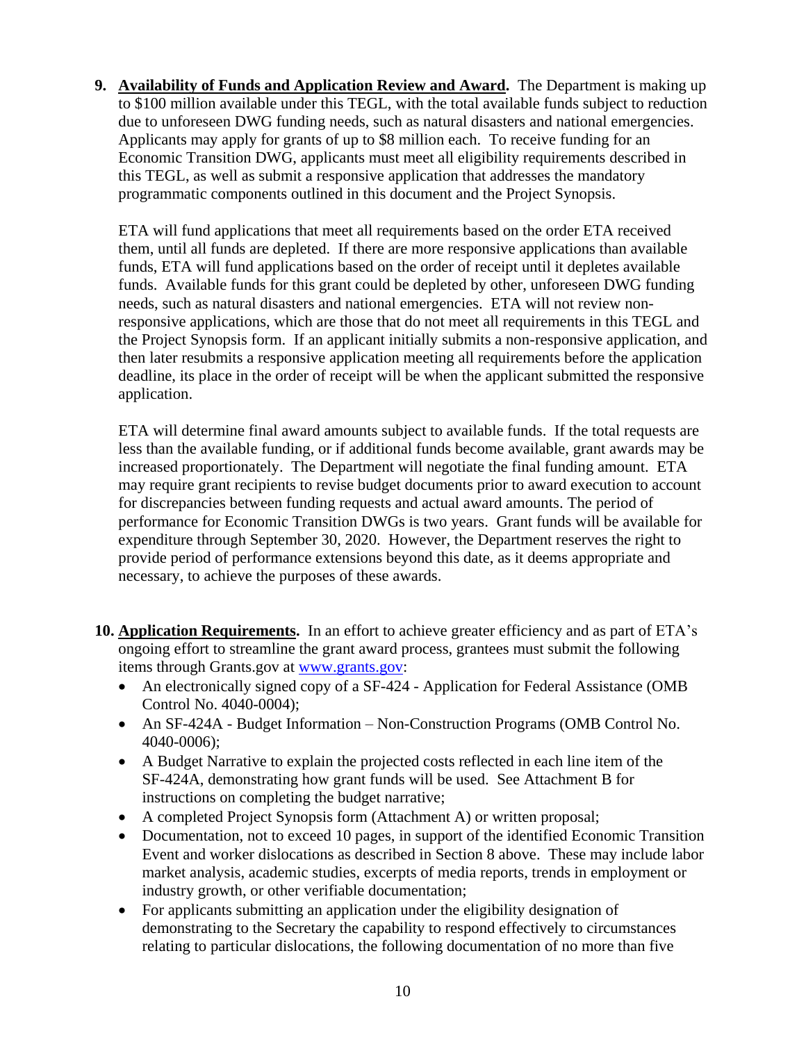**9. Availability of Funds and Application Review and Award.** The Department is making up to $100 million available under this TEGL, with the total available funds subject to reduction due to unforeseen DWG funding needs, such as natural disasters and national emergencies. Applicants may apply for grants of up to $8 million each. To receive funding for an Economic Transition DWG, applicants must meet all eligibility requirements described in this TEGL, as well as submit a responsive application that addresses the mandatory programmatic components outlined in this document and the Project Synopsis.

ETA will fund applications that meet all requirements based on the order ETA received them, until all funds are depleted. If there are more responsive applications than available funds, ETA will fund applications based on the order of receipt until it depletes available funds. Available funds for this grant could be depleted by other, unforeseen DWG funding needs, such as natural disasters and national emergencies. ETA will not review non-responsive applications, which are those that do not meet all requirements in this TEGL and the Project Synopsis form. If an applicant initially submits a non-responsive application, and then later resubmits a responsive application meeting all requirements before the application deadline, its place in the order of receipt will be when the applicant submitted the responsive application.

ETA will determine final award amounts subject to available funds. If the total requests are less than the available funding, or if additional funds become available, grant awards may be increased proportionately. The Department will negotiate the final funding amount. ETA may require grant recipients to revise budget documents prior to award execution to account for discrepancies between funding requests and actual award amounts. The period of performance for Economic Transition DWGs is two years. Grant funds will be available for expenditure through September 30, 2020. However, the Department reserves the right to provide period of performance extensions beyond this date, as it deems appropriate and necessary, to achieve the purposes of these awards.

**10. Application Requirements.** In an effort to achieve greater efficiency and as part of ETA's ongoing effort to streamline the grant award process, grantees must submit the following items through Grants.gov at [www.grants.gov](http://www.grants.gov):

- An electronically signed copy of a SF-424 - Application for Federal Assistance (OMB Control No. 4040-0004);
- An SF-424A - Budget Information – Non-Construction Programs (OMB Control No. 4040-0006);
- A Budget Narrative to explain the projected costs reflected in each line item of the SF-424A, demonstrating how grant funds will be used. See Attachment B for instructions on completing the budget narrative;
- A completed Project Synopsis form (Attachment A) or written proposal;
- Documentation, not to exceed 10 pages, in support of the identified Economic Transition Event and worker dislocations as described in Section 8 above. These may include labor market analysis, academic studies, excerpts of media reports, trends in employment or industry growth, or other verifiable documentation;
- For applicants submitting an application under the eligibility designation of demonstrating to the Secretary the capability to respond effectively to circumstances relating to particular dislocations, the following documentation of no more than five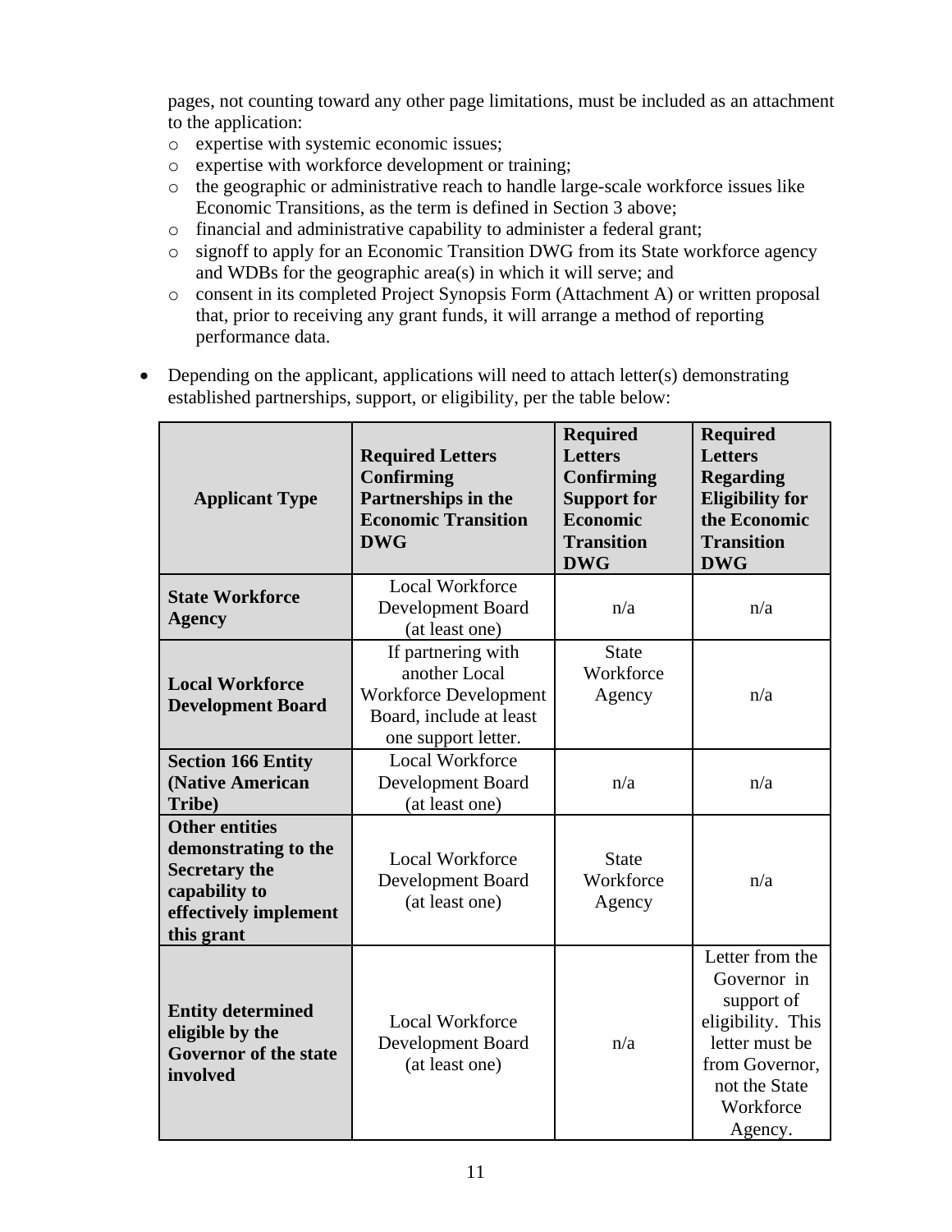pages, not counting toward any other page limitations, must be included as an attachment to the application:

- expertise with systemic economic issues;
- expertise with workforce development or training;
- the geographic or administrative reach to handle large-scale workforce issues like Economic Transitions, as the term is defined in Section 3 above;
- financial and administrative capability to administer a federal grant;
- signoff to apply for an Economic Transition DWG from its State workforce agency and WDBs for the geographic area(s) in which it will serve; and
- consent in its completed Project Synopsis Form (Attachment A) or written proposal that, prior to receiving any grant funds, it will arrange a method of reporting performance data.

- Depending on the applicant, applications will need to attach letter(s) demonstrating established partnerships, support, or eligibility, per the table below:

| Applicant Type | Required Letters Confirming Partnerships in the Economic Transition DWG | Required Letters Confirming Support for Economic Transition DWG | Required Letters Regarding Eligibility for the Economic Transition DWG |
|---|---|---|---|
| **State Workforce Agency** | Local Workforce Development Board (at least one) | n/a | n/a |
| **Local Workforce Development Board** | If partnering with another Local Workforce Development Board, include at least one support letter. | State Workforce Agency | n/a |
| **Section 166 Entity (Native American Tribe)** | Local Workforce Development Board (at least one) | n/a | n/a |
| **Other entities demonstrating to the Secretary the capability to effectively implement this grant** | Local Workforce Development Board (at least one) | State Workforce Agency | n/a |
| **Entity determined eligible by the Governor of the state involved** | Local Workforce Development Board (at least one) | n/a | Letter from the Governor in support of eligibility. This letter must be from Governor, not the State Workforce Agency. |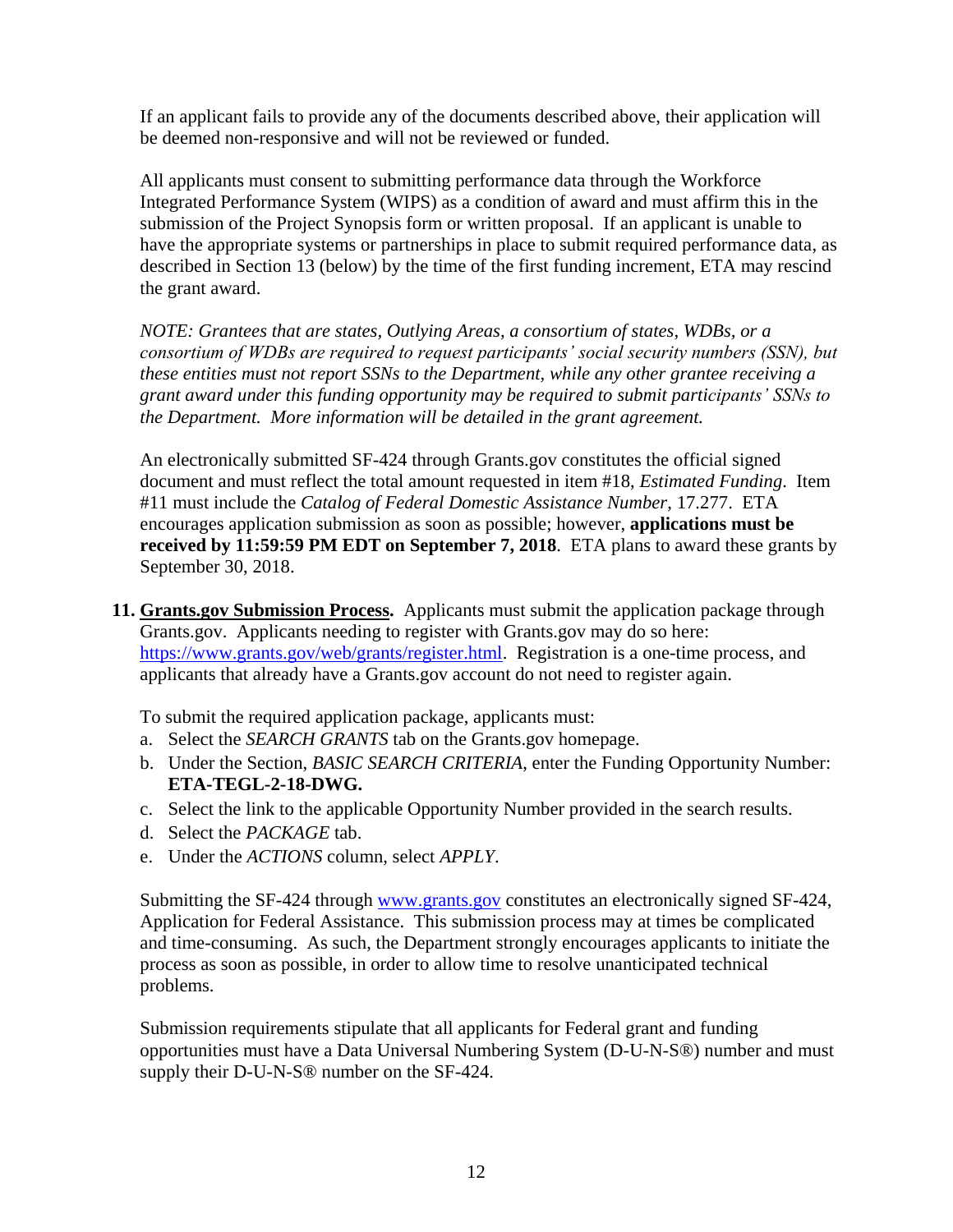If an applicant fails to provide any of the documents described above, their application will be deemed non-responsive and will not be reviewed or funded.

All applicants must consent to submitting performance data through the Workforce Integrated Performance System (WIPS) as a condition of award and must affirm this in the submission of the Project Synopsis form or written proposal. If an applicant is unable to have the appropriate systems or partnerships in place to submit required performance data, as described in Section 13 (below) by the time of the first funding increment, ETA may rescind the grant award.

*NOTE: Grantees that are states, Outlying Areas, a consortium of states, WDBs, or a consortium of WDBs are required to request participants' social security numbers (SSN), but these entities must not report SSNs to the Department, while any other grantee receiving a grant award under this funding opportunity may be required to submit participants' SSNs to the Department. More information will be detailed in the grant agreement.*

An electronically submitted SF-424 through Grants.gov constitutes the official signed document and must reflect the total amount requested in item #18, *Estimated Funding*. Item #11 must include the *Catalog of Federal Domestic Assistance Number*, 17.277. ETA encourages application submission as soon as possible; however, **applications must be received by 11:59:59 PM EDT on September 7, 2018**. ETA plans to award these grants by September 30, 2018.

11. **Grants.gov Submission Process.** Applicants must submit the application package through Grants.gov. Applicants needing to register with Grants.gov may do so here: [https://www.grants.gov/web/grants/register.html](https://www.grants.gov/web/grants/register.html). Registration is a one-time process, and applicants that already have a Grants.gov account do not need to register again.

To submit the required application package, applicants must:

a. Select the *SEARCH GRANTS* tab on the Grants.gov homepage.
b. Under the Section, *BASIC SEARCH CRITERIA*, enter the Funding Opportunity Number: **ETA-TEGL-2-18-DWG.**
c. Select the link to the applicable Opportunity Number provided in the search results.
d. Select the *PACKAGE* tab.
e. Under the *ACTIONS* column, select *APPLY*.

Submitting the SF-424 through [www.grants.gov](www.grants.gov) constitutes an electronically signed SF-424, Application for Federal Assistance. This submission process may at times be complicated and time-consuming. As such, the Department strongly encourages applicants to initiate the process as soon as possible, in order to allow time to resolve unanticipated technical problems.

Submission requirements stipulate that all applicants for Federal grant and funding opportunities must have a Data Universal Numbering System (D-U-N-S®) number and must supply their D-U-N-S® number on the SF-424.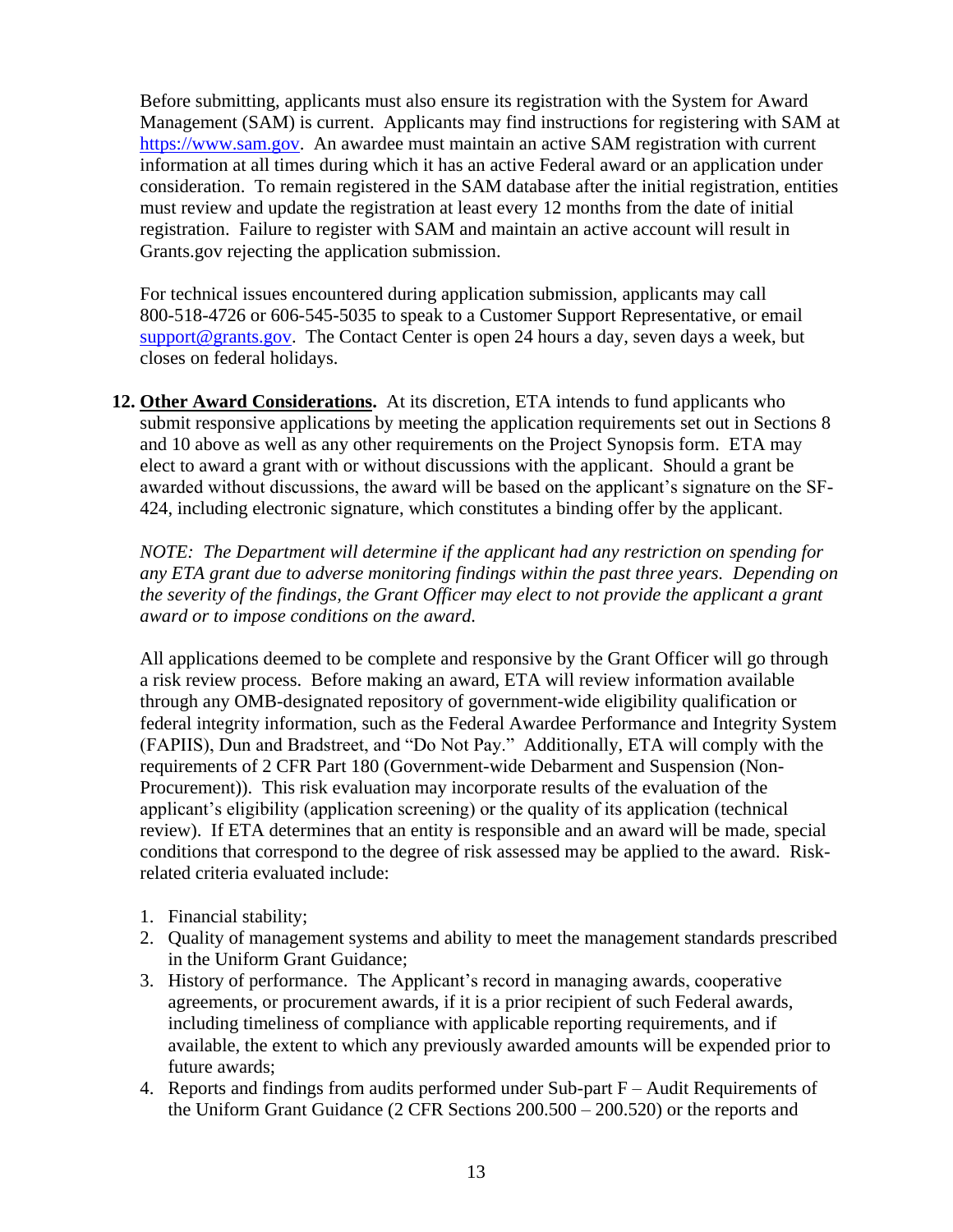Before submitting, applicants must also ensure its registration with the System for Award Management (SAM) is current. Applicants may find instructions for registering with SAM at https://www.sam.gov. An awardee must maintain an active SAM registration with current information at all times during which it has an active Federal award or an application under consideration. To remain registered in the SAM database after the initial registration, entities must review and update the registration at least every 12 months from the date of initial registration. Failure to register with SAM and maintain an active account will result in Grants.gov rejecting the application submission.

For technical issues encountered during application submission, applicants may call 800-518-4726 or 606-545-5035 to speak to a Customer Support Representative, or email support@grants.gov. The Contact Center is open 24 hours a day, seven days a week, but closes on federal holidays.

**12. Other Award Considerations.** At its discretion, ETA intends to fund applicants who submit responsive applications by meeting the application requirements set out in Sections 8 and 10 above as well as any other requirements on the Project Synopsis form. ETA may elect to award a grant with or without discussions with the applicant. Should a grant be awarded without discussions, the award will be based on the applicant's signature on the SF-424, including electronic signature, which constitutes a binding offer by the applicant.

*NOTE: The Department will determine if the applicant had any restriction on spending for any ETA grant due to adverse monitoring findings within the past three years. Depending on the severity of the findings, the Grant Officer may elect to not provide the applicant a grant award or to impose conditions on the award.*

All applications deemed to be complete and responsive by the Grant Officer will go through a risk review process. Before making an award, ETA will review information available through any OMB-designated repository of government-wide eligibility qualification or federal integrity information, such as the Federal Awardee Performance and Integrity System (FAPIIS), Dun and Bradstreet, and "Do Not Pay." Additionally, ETA will comply with the requirements of 2 CFR Part 180 (Government-wide Debarment and Suspension (Non-Procurement)). This risk evaluation may incorporate results of the evaluation of the applicant's eligibility (application screening) or the quality of its application (technical review). If ETA determines that an entity is responsible and an award will be made, special conditions that correspond to the degree of risk assessed may be applied to the award. Risk-related criteria evaluated include:

1. Financial stability;
2. Quality of management systems and ability to meet the management standards prescribed in the Uniform Grant Guidance;
3. History of performance. The Applicant's record in managing awards, cooperative agreements, or procurement awards, if it is a prior recipient of such Federal awards, including timeliness of compliance with applicable reporting requirements, and if available, the extent to which any previously awarded amounts will be expended prior to future awards;
4. Reports and findings from audits performed under Sub-part F – Audit Requirements of the Uniform Grant Guidance (2 CFR Sections 200.500 – 200.520) or the reports and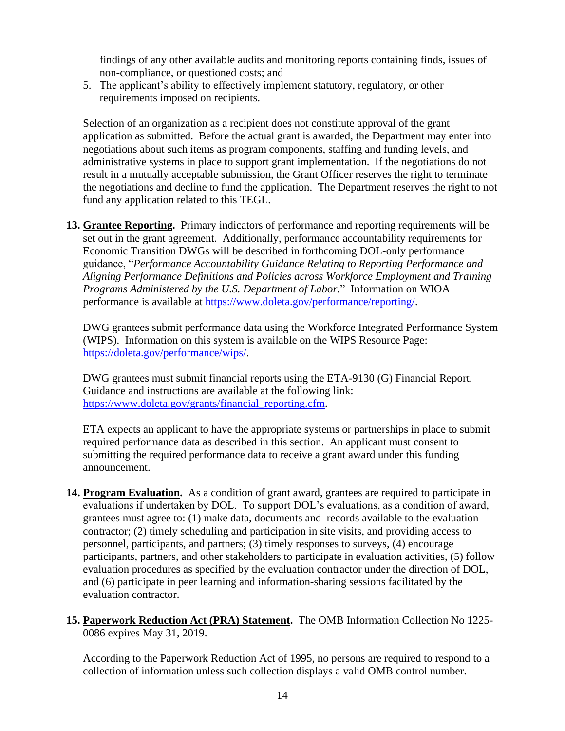findings of any other available audits and monitoring reports containing finds, issues of non-compliance, or questioned costs; and

5. The applicant's ability to effectively implement statutory, regulatory, or other requirements imposed on recipients.

Selection of an organization as a recipient does not constitute approval of the grant application as submitted. Before the actual grant is awarded, the Department may enter into negotiations about such items as program components, staffing and funding levels, and administrative systems in place to support grant implementation. If the negotiations do not result in a mutually acceptable submission, the Grant Officer reserves the right to terminate the negotiations and decline to fund the application. The Department reserves the right to not fund any application related to this TEGL.

13. **Grantee Reporting.** Primary indicators of performance and reporting requirements will be set out in the grant agreement. Additionally, performance accountability requirements for Economic Transition DWGs will be described in forthcoming DOL-only performance guidance, "*Performance Accountability Guidance Relating to Reporting Performance and Aligning Performance Definitions and Policies across Workforce Employment and Training Programs Administered by the U.S. Department of Labor.*" Information on WIOA performance is available at https://www.doleta.gov/performance/reporting/.

   DWG grantees submit performance data using the Workforce Integrated Performance System (WIPS). Information on this system is available on the WIPS Resource Page: https://doleta.gov/performance/wips/.

   DWG grantees must submit financial reports using the ETA-9130 (G) Financial Report. Guidance and instructions are available at the following link: https://www.doleta.gov/grants/financial_reporting.cfm.

   ETA expects an applicant to have the appropriate systems or partnerships in place to submit required performance data as described in this section. An applicant must consent to submitting the required performance data to receive a grant award under this funding announcement.

14. **Program Evaluation.** As a condition of grant award, grantees are required to participate in evaluations if undertaken by DOL. To support DOL's evaluations, as a condition of award, grantees must agree to: (1) make data, documents and records available to the evaluation contractor; (2) timely scheduling and participation in site visits, and providing access to personnel, participants, and partners; (3) timely responses to surveys, (4) encourage participants, partners, and other stakeholders to participate in evaluation activities, (5) follow evaluation procedures as specified by the evaluation contractor under the direction of DOL, and (6) participate in peer learning and information-sharing sessions facilitated by the evaluation contractor.

15. **Paperwork Reduction Act (PRA) Statement.** The OMB Information Collection No 1225-0086 expires May 31, 2019.

   According to the Paperwork Reduction Act of 1995, no persons are required to respond to a collection of information unless such collection displays a valid OMB control number.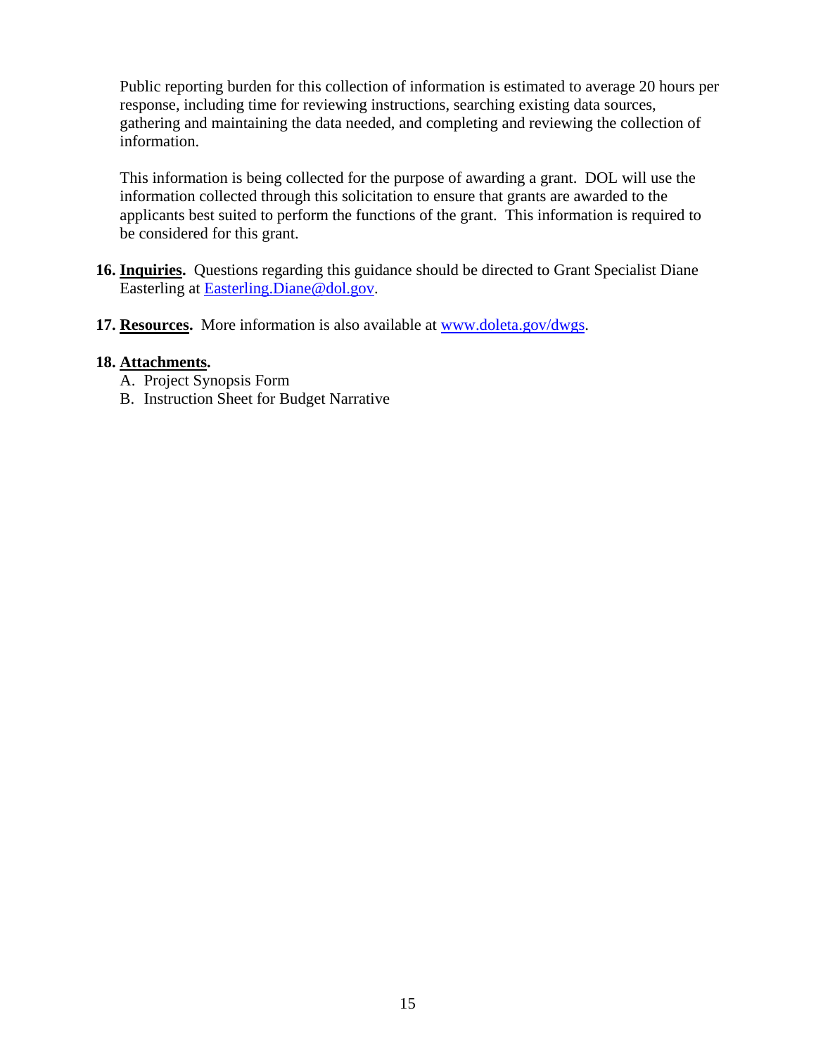Public reporting burden for this collection of information is estimated to average 20 hours per response, including time for reviewing instructions, searching existing data sources, gathering and maintaining the data needed, and completing and reviewing the collection of information.

This information is being collected for the purpose of awarding a grant. DOL will use the information collected through this solicitation to ensure that grants are awarded to the applicants best suited to perform the functions of the grant. This information is required to be considered for this grant.

**16. Inquiries.** Questions regarding this guidance should be directed to Grant Specialist Diane Easterling at Easterling.Diane@dol.gov.

**17. Resources.** More information is also available at www.doleta.gov/dwgs.

**18. Attachments.**

A. Project Synopsis Form
B. Instruction Sheet for Budget Narrative